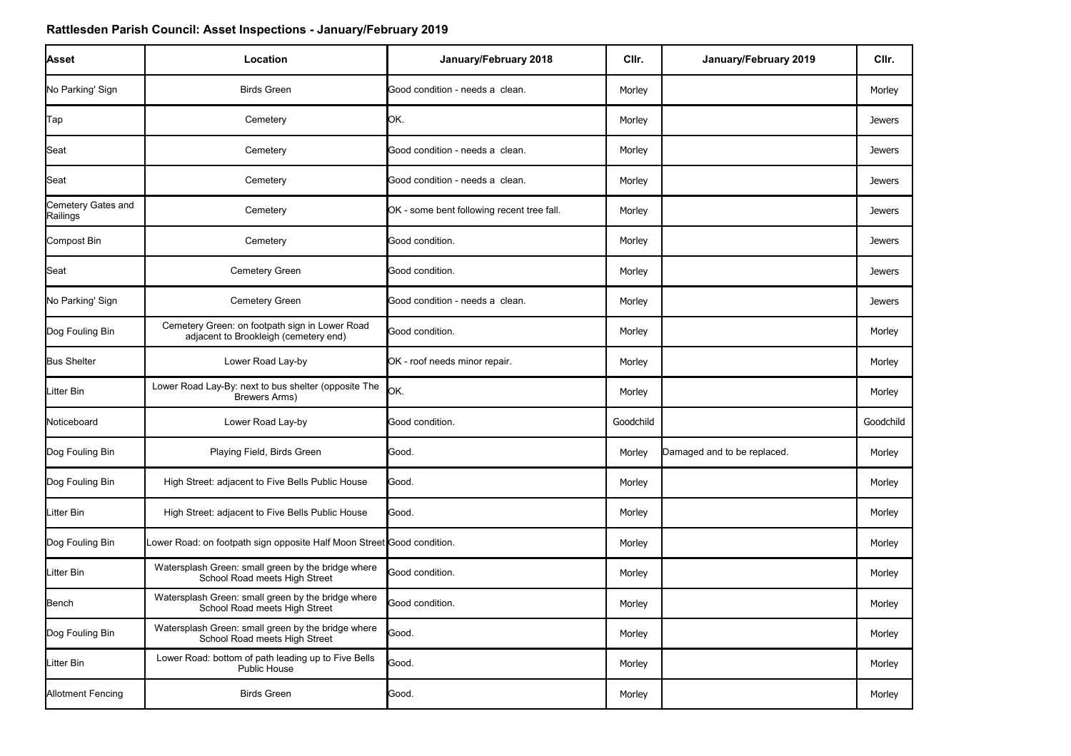## Rattlesden Parish Council: Asset Inspections - January/February 2019

| Asset | Location | January/February 2018 | Cllr. | January/February 2019 | Cllr. |
|---|---|---|---|---|---|
| No Parking' Sign | Birds Green | Good condition - needs a clean. | Morley | | Morley |
| Tap | Cemetery | OK. | Morley | | Jewers |
| Seat | Cemetery | Good condition - needs a clean. | Morley | | Jewers |
| Seat | Cemetery | Good condition - needs a clean. | Morley | | Jewers |
| Cemetery Gates and Railings | Cemetery | OK - some bent following recent tree fall. | Morley | | Jewers |
| Compost Bin | Cemetery | Good condition. | Morley | | Jewers |
| Seat | Cemetery Green | Good condition. | Morley | | Jewers |
| No Parking' Sign | Cemetery Green | Good condition - needs a clean. | Morley | | Jewers |
| Dog Fouling Bin | Cemetery Green: on footpath sign in Lower Road adjacent to Brookleigh (cemetery end) | Good condition. | Morley | | Morley |
| Bus Shelter | Lower Road Lay-by | OK - roof needs minor repair. | Morley | | Morley |
| Litter Bin | Lower Road Lay-By: next to bus shelter (opposite The Brewers Arms) | OK. | Morley | | Morley |
| Noticeboard | Lower Road Lay-by | Good condition. | Goodchild | | Goodchild |
| Dog Fouling Bin | Playing Field, Birds Green | Good. | Morley | Damaged and to be replaced. | Morley |
| Dog Fouling Bin | High Street: adjacent to Five Bells Public House | Good. | Morley | | Morley |
| Litter Bin | High Street: adjacent to Five Bells Public House | Good. | Morley | | Morley |
| Dog Fouling Bin | Lower Road: on footpath sign opposite Half Moon Street | Good condition. | Morley | | Morley |
| Litter Bin | Watersplash Green: small green by the bridge where School Road meets High Street | Good condition. | Morley | | Morley |
| Bench | Watersplash Green: small green by the bridge where School Road meets High Street | Good condition. | Morley | | Morley |
| Dog Fouling Bin | Watersplash Green: small green by the bridge where School Road meets High Street | Good. | Morley | | Morley |
| Litter Bin | Lower Road: bottom of path leading up to Five Bells Public House | Good. | Morley | | Morley |
| Allotment Fencing | Birds Green | Good. | Morley | | Morley |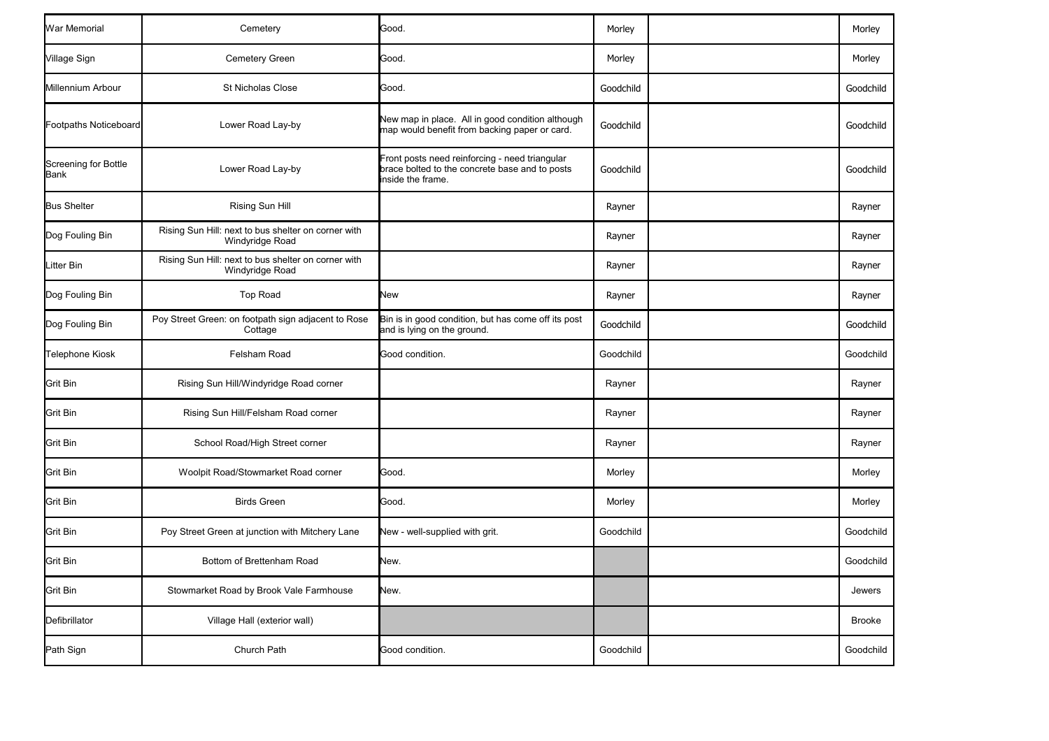| | | | | | |
|---|---|---|---|---|---|
| War Memorial | Cemetery | Good. | Morley | | Morley |
| Village Sign | Cemetery Green | Good. | Morley | | Morley |
| Millennium Arbour | St Nicholas Close | Good. | Goodchild | | Goodchild |
| Footpaths Noticeboard | Lower Road Lay-by | New map in place. All in good condition although map would benefit from backing paper or card. | Goodchild | | Goodchild |
| Screening for Bottle Bank | Lower Road Lay-by | Front posts need reinforcing - need triangular brace bolted to the concrete base and to posts inside the frame. | Goodchild | | Goodchild |
| Bus Shelter | Rising Sun Hill | | Rayner | | Rayner |
| Dog Fouling Bin | Rising Sun Hill: next to bus shelter on corner with Windyridge Road | | Rayner | | Rayner |
| Litter Bin | Rising Sun Hill: next to bus shelter on corner with Windyridge Road | | Rayner | | Rayner |
| Dog Fouling Bin | Top Road | New | Rayner | | Rayner |
| Dog Fouling Bin | Poy Street Green: on footpath sign adjacent to Rose Cottage | Bin is in good condition, but has come off its post and is lying on the ground. | Goodchild | | Goodchild |
| Telephone Kiosk | Felsham Road | Good condition. | Goodchild | | Goodchild |
| Grit Bin | Rising Sun Hill/Windyridge Road corner | | Rayner | | Rayner |
| Grit Bin | Rising Sun Hill/Felsham Road corner | | Rayner | | Rayner |
| Grit Bin | School Road/High Street corner | | Rayner | | Rayner |
| Grit Bin | Woolpit Road/Stowmarket Road corner | Good. | Morley | | Morley |
| Grit Bin | Birds Green | Good. | Morley | | Morley |
| Grit Bin | Poy Street Green at junction with Mitchery Lane | New - well-supplied with grit. | Goodchild | | Goodchild |
| Grit Bin | Bottom of Brettenham Road | New. | | | Goodchild |
| Grit Bin | Stowmarket Road by Brook Vale Farmhouse | New. | | | Jewers |
| Defibrillator | Village Hall (exterior wall) | | | | Brooke |
| Path Sign | Church Path | Good condition. | Goodchild | | Goodchild |